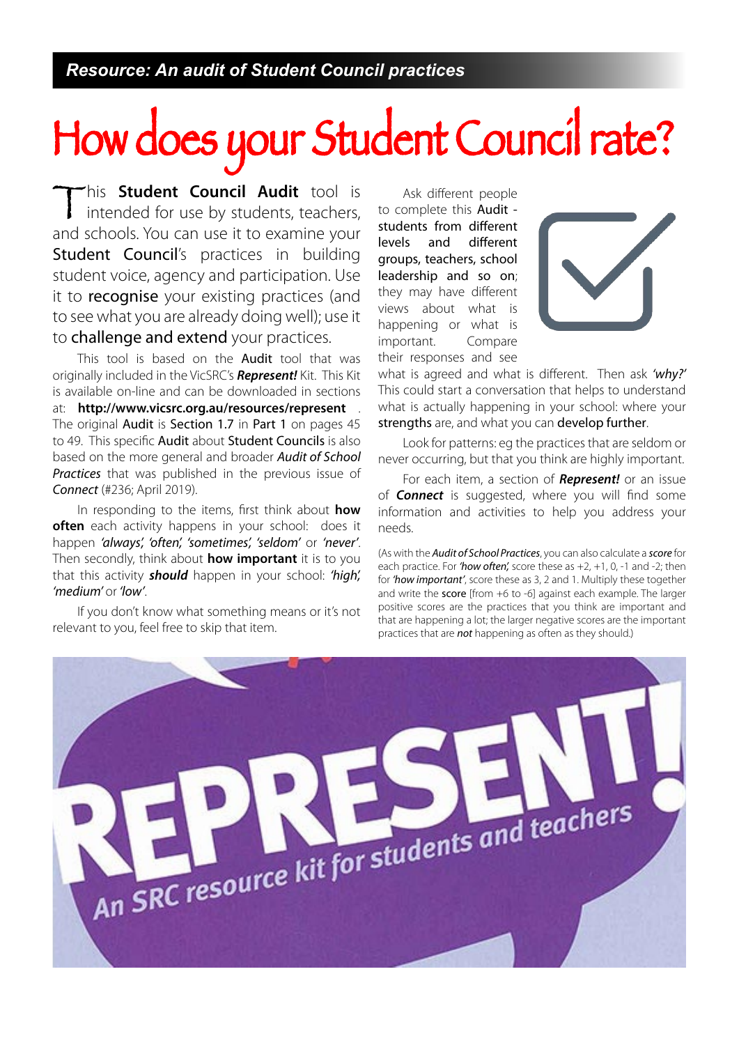**Resource: An audit of Student Council practices**

# How does your Student Council rate?

This **Student Council Audit** tool is intended for use by students, teachers, and schools. You can use it to examine your Student Council's practices in building student voice, agency and participation. Use it to recognise your existing practices (and to see what you are already doing well); use it to challenge and extend your practices.

This tool is based on the Audit tool that was originally included in the VicSRC's ***Represent!*** Kit. This Kit is available on-line and can be downloaded in sections at: **http://www.vicsrc.org.au/resources/represent** . The original Audit is Section 1.7 in Part 1 on pages 45 to 49. This specific Audit about Student Councils is also based on the more general and broader *Audit of School Practices* that was published in the previous issue of *Connect* (#236; April 2019).

In responding to the items, first think about **how often** each activity happens in your school: does it happen *'always', 'often', 'sometimes', 'seldom'* or *'never'*. Then secondly, think about **how important** it is to you that this activity ***should*** happen in your school: *'high', 'medium'* or *'low'*.

If you don't know what something means or it's not relevant to you, feel free to skip that item.

Ask different people to complete this Audit - students from different levels and different groups, teachers, school leadership and so on; they may have different views about what is happening or what is important. Compare their responses and see what is agreed and what is different. Then ask *'why?'* This could start a conversation that helps to understand what is actually happening in your school: where your strengths are, and what you can develop further.

Look for patterns: eg the practices that are seldom or never occurring, but that you think are highly important.

For each item, a section of ***Represent!*** or an issue of ***Connect*** is suggested, where you will find some information and activities to help you address your needs.

(As with the *Audit of School Practices*, you can also calculate a ***score*** for each practice. For *'how often',* score these as +2, +1, 0, -1 and -2; then for *'how important'*, score these as 3, 2 and 1. Multiply these together and write the **score** [from +6 to -6] against each example. The larger positive scores are the practices that you think are important and that are happening a lot; the larger negative scores are the important practices that are ***not*** happening as often as they should.)

REPRESENT!
An SRC resource kit for students and teachers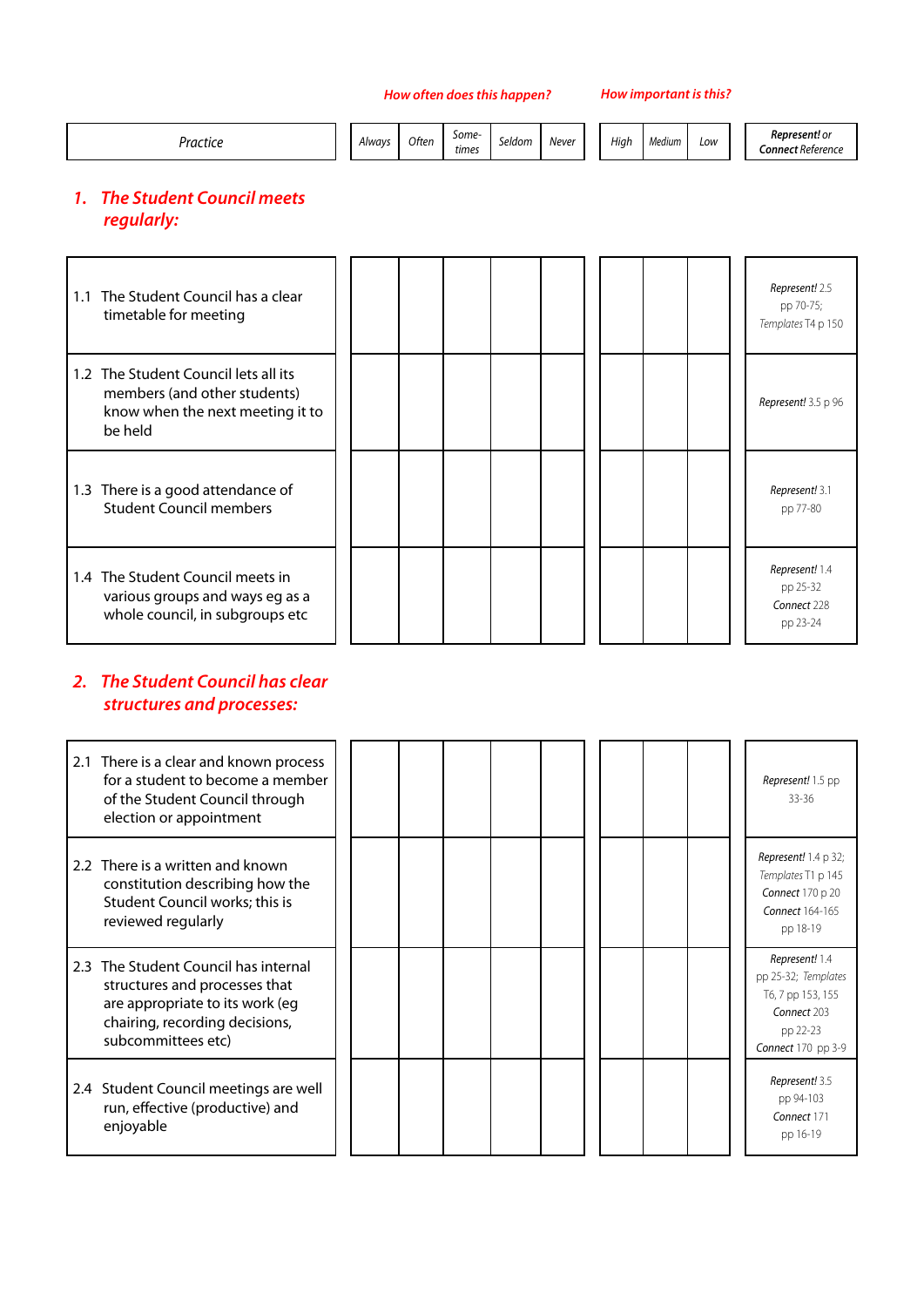| Practice | *How often does this happen?* Always | Often | Some-times | Seldom | Never | *How important is this?* High | Medium | Low | ***Represent!*** or ***Connect*** **Reference** |
|---|---|---|---|---|---|---|---|---|---|

## 1. *The Student Council meets regularly:*

| Practice | Always | Often | Some-times | Seldom | Never | High | Medium | Low | *Represent!* or *Connect* Reference |
|---|---|---|---|---|---|---|---|---|---|
| 1.1 The Student Council has a clear timetable for meeting | | | | | | | | | *Represent!* 2.5 pp 70-75; *Templates* T4 p 150 |
| 1.2 The Student Council lets all its members (and other students) know when the next meeting it to be held | | | | | | | | | *Represent!* 3.5 p 96 |
| 1.3 There is a good attendance of Student Council members | | | | | | | | | *Represent!* 3.1 pp 77-80 |
| 1.4 The Student Council meets in various groups and ways eg as a whole council, in subgroups etc | | | | | | | | | *Represent!* 1.4 pp 25-32 *Connect* 228 pp 23-24 |

## 2. *The Student Council has clear structures and processes:*

| Practice | Always | Often | Some-times | Seldom | Never | High | Medium | Low | *Represent!* or *Connect* Reference |
|---|---|---|---|---|---|---|---|---|---|
| 2.1 There is a clear and known process for a student to become a member of the Student Council through election or appointment | | | | | | | | | *Represent!* 1.5 pp 33-36 |
| 2.2 There is a written and known constitution describing how the Student Council works; this is reviewed regularly | | | | | | | | | *Represent!* 1.4 p 32; *Templates* T1 p 145 *Connect* 170 p 20 *Connect* 164-165 pp 18-19 |
| 2.3 The Student Council has internal structures and processes that are appropriate to its work (eg chairing, recording decisions, subcommittees etc) | | | | | | | | | *Represent!* 1.4 pp 25-32; *Templates* T6, 7 pp 153, 155 *Connect* 203 pp 22-23 *Connect* 170 pp 3-9 |
| 2.4 Student Council meetings are well run, effective (productive) and enjoyable | | | | | | | | | *Represent!* 3.5 pp 94-103 *Connect* 171 pp 16-19 |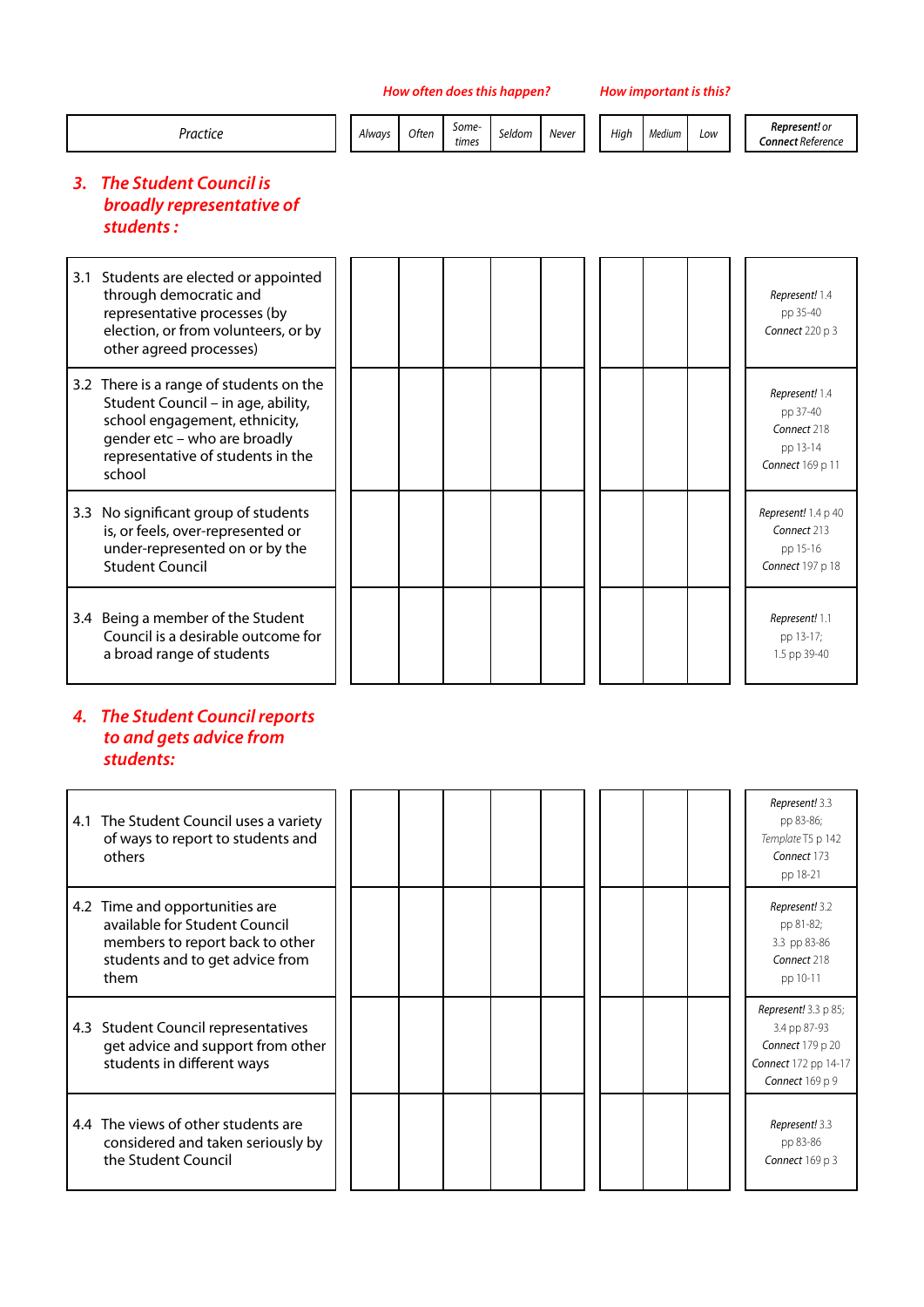| Practice | *How often does this happen?* Always | Often | Some-times | Seldom | Never | *How important is this?* High | Medium | Low | ***Represent!** or **Connect** Reference* |
|---|---|---|---|---|---|---|---|---|---|
| **3. *The Student Council is broadly representative of students :*** | | | | | | | | | |
| 3.1 Students are elected or appointed through democratic and representative processes (by election, or from volunteers, or by other agreed processes) | | | | | | | | | *Represent!* 1.4 pp 35-40 *Connect* 220 p 3 |
| 3.2 There is a range of students on the Student Council – in age, ability, school engagement, ethnicity, gender etc – who are broadly representative of students in the school | | | | | | | | | *Represent!* 1.4 pp 37-40 *Connect* 218 pp 13-14 *Connect* 169 p 11 |
| 3.3 No significant group of students is, or feels, over-represented or under-represented on or by the Student Council | | | | | | | | | *Represent!* 1.4 p 40 *Connect* 213 pp 15-16 *Connect* 197 p 18 |
| 3.4 Being a member of the Student Council is a desirable outcome for a broad range of students | | | | | | | | | *Represent!* 1.1 pp 13-17; 1.5 pp 39-40 |
| **4. *The Student Council reports to and gets advice from students:*** | | | | | | | | | |
| 4.1 The Student Council uses a variety of ways to report to students and others | | | | | | | | | *Represent!* 3.3 pp 83-86; *Template* T5 p 142 *Connect* 173 pp 18-21 |
| 4.2 Time and opportunities are available for Student Council members to report back to other students and to get advice from them | | | | | | | | | *Represent!* 3.2 pp 81-82; 3.3 pp 83-86 *Connect* 218 pp 10-11 |
| 4.3 Student Council representatives get advice and support from other students in different ways | | | | | | | | | *Represent!* 3.3 p 85; 3.4 pp 87-93 *Connect* 179 p 20 *Connect* 172 pp 14-17 *Connect* 169 p 9 |
| 4.4 The views of other students are considered and taken seriously by the Student Council | | | | | | | | | *Represent!* 3.3 pp 83-86 *Connect* 169 p 3 |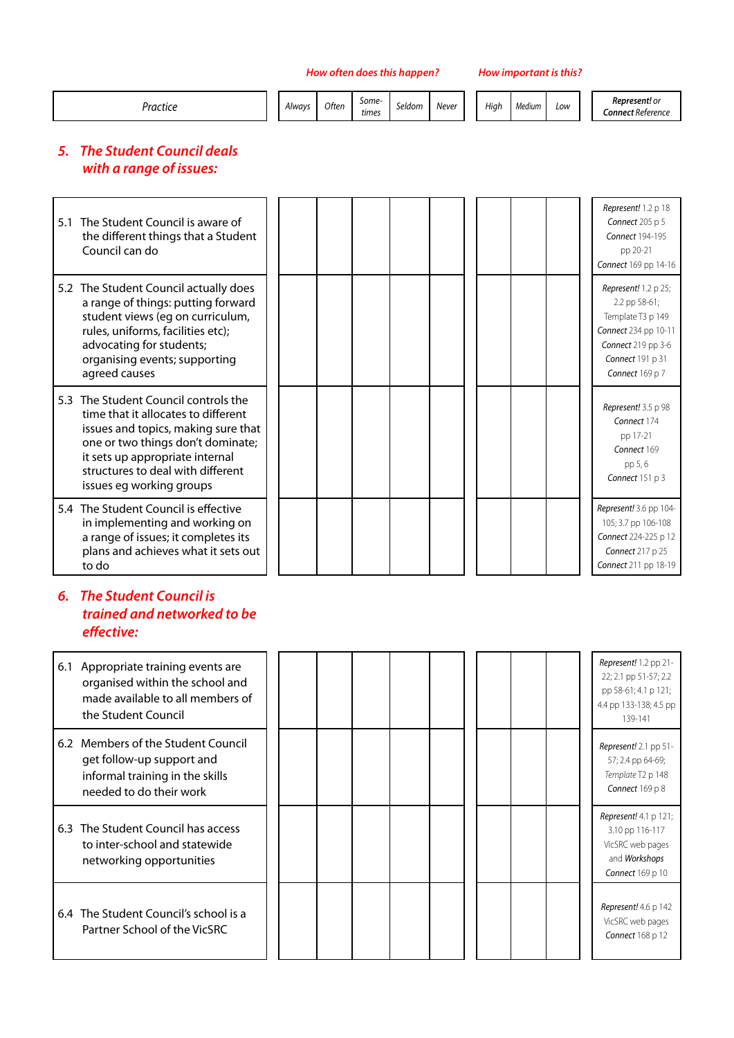| Practice | *How often does this happen?* Always | Often | Some-times | Seldom | Never | *How important is this?* High | Medium | Low | *Represent!* or *Connect* Reference |
|---|---|---|---|---|---|---|---|---|---|
| **5. The Student Council deals with a range of issues:** | | | | | | | | | |
| 5.1 The Student Council is aware of the different things that a Student Council can do | | | | | | | | | *Represent!* 1.2 p 18 *Connect* 205 p 5 *Connect* 194-195 pp 20-21 *Connect* 169 pp 14-16 |
| 5.2 The Student Council actually does a range of things: putting forward student views (eg on curriculum, rules, uniforms, facilities etc); advocating for students; organising events; supporting agreed causes | | | | | | | | | *Represent!* 1.2 p 25; 2.2 pp 58-61; Template T3 p 149 *Connect* 234 pp 10-11 *Connect* 219 pp 3-6 *Connect* 191 p 31 *Connect* 169 p 7 |
| 5.3 The Student Council controls the time that it allocates to different issues and topics, making sure that one or two things don't dominate; it sets up appropriate internal structures to deal with different issues eg working groups | | | | | | | | | *Represent!* 3.5 p 98 *Connect* 174 pp 17-21 *Connect* 169 pp 5, 6 *Connect* 151 p 3 |
| 5.4 The Student Council is effective in implementing and working on a range of issues; it completes its plans and achieves what it sets out to do | | | | | | | | | *Represent!* 3.6 pp 104-105; 3.7 pp 106-108 *Connect* 224-225 p 12 *Connect* 217 p 25 *Connect* 211 pp 18-19 |
| **6. The Student Council is trained and networked to be effective:** | | | | | | | | | |
| 6.1 Appropriate training events are organised within the school and made available to all members of the Student Council | | | | | | | | | *Represent!* 1.2 pp 21-22; 2.1 pp 51-57; 2.2 pp 58-61; 4.1 p 121; 4.4 pp 133-138; 4.5 pp 139-141 |
| 6.2 Members of the Student Council get follow-up support and informal training in the skills needed to do their work | | | | | | | | | *Represent!* 2.1 pp 51-57; 2.4 pp 64-69; *Template* T2 p 148 *Connect* 169 p 8 |
| 6.3 The Student Council has access to inter-school and statewide networking opportunities | | | | | | | | | *Represent!* 4.1 p 121; 3.10 pp 116-117 VicSRC web pages and *Workshops* *Connect* 169 p 10 |
| 6.4 The Student Council's school is a Partner School of the VicSRC | | | | | | | | | *Represent!* 4.6 p 142 VicSRC web pages *Connect* 168 p 12 |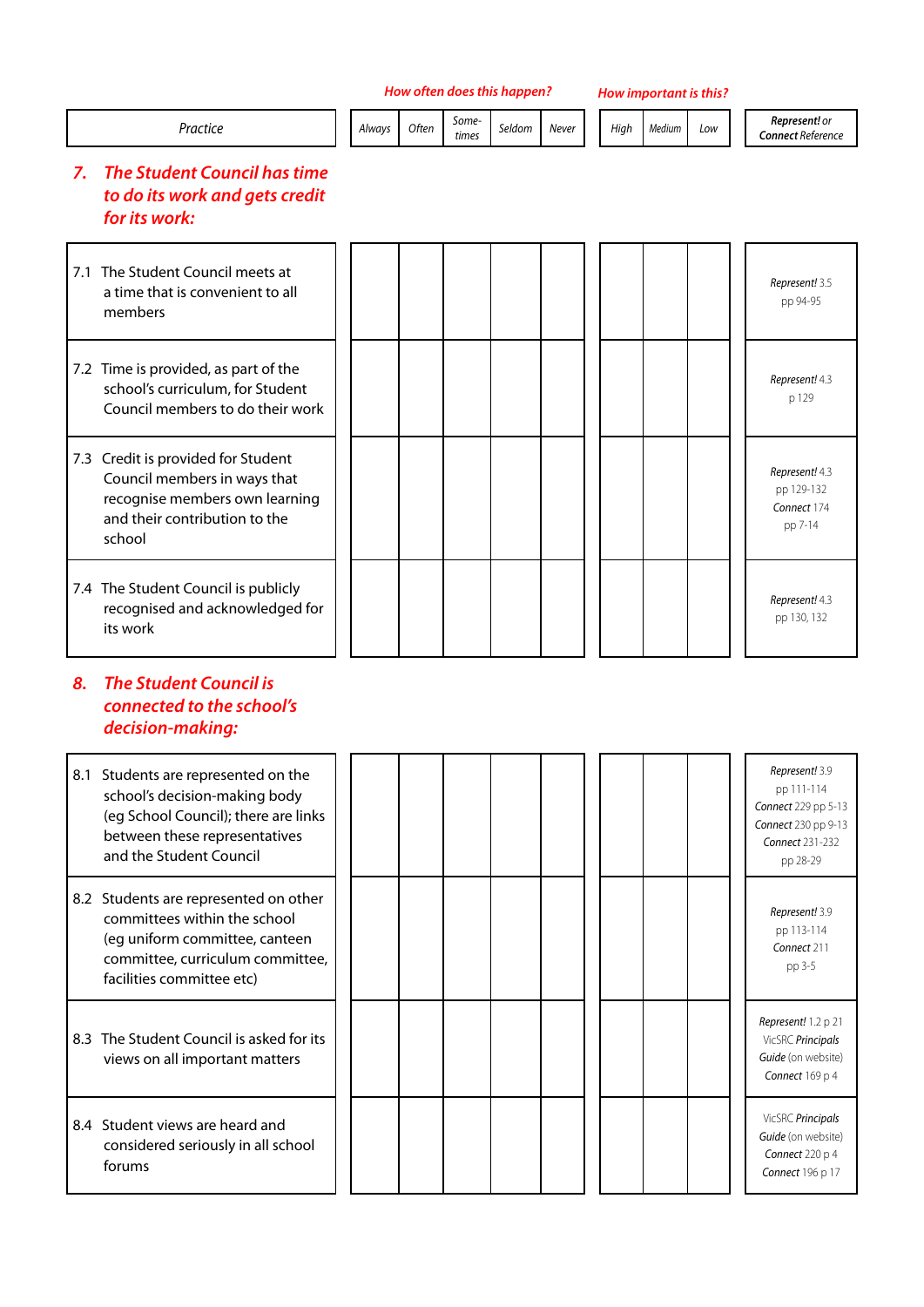| Practice | Always | Often | Some-times | Seldom | Never | High | Medium | Low | *Represent!* or *Connect* Reference |
|---|---|---|---|---|---|---|---|---|---|
| ***7. The Student Council has time to do its work and gets credit for its work:*** | | | | | | | | | |
| 7.1 The Student Council meets at a time that is convenient to all members | | | | | | | | | *Represent!* 3.5 pp 94-95 |
| 7.2 Time is provided, as part of the school's curriculum, for Student Council members to do their work | | | | | | | | | *Represent!* 4.3 p 129 |
| 7.3 Credit is provided for Student Council members in ways that recognise members own learning and their contribution to the school | | | | | | | | | *Represent!* 4.3 pp 129-132 *Connect* 174 pp 7-14 |
| 7.4 The Student Council is publicly recognised and acknowledged for its work | | | | | | | | | *Represent!* 4.3 pp 130, 132 |
| ***8. The Student Council is connected to the school's decision-making:*** | | | | | | | | | |
| 8.1 Students are represented on the school's decision-making body (eg School Council); there are links between these representatives and the Student Council | | | | | | | | | *Represent!* 3.9 pp 111-114 *Connect* 229 pp 5-13 *Connect* 230 pp 9-13 *Connect* 231-232 pp 28-29 |
| 8.2 Students are represented on other committees within the school (eg uniform committee, canteen committee, curriculum committee, facilities committee etc) | | | | | | | | | *Represent!* 3.9 pp 113-114 *Connect* 211 pp 3-5 |
| 8.3 The Student Council is asked for its views on all important matters | | | | | | | | | *Represent!* 1.2 p 21 VicSRC *Principals Guide* (on website) *Connect* 169 p 4 |
| 8.4 Student views are heard and considered seriously in all school forums | | | | | | | | | VicSRC *Principals Guide* (on website) *Connect* 220 p 4 *Connect* 196 p 17 |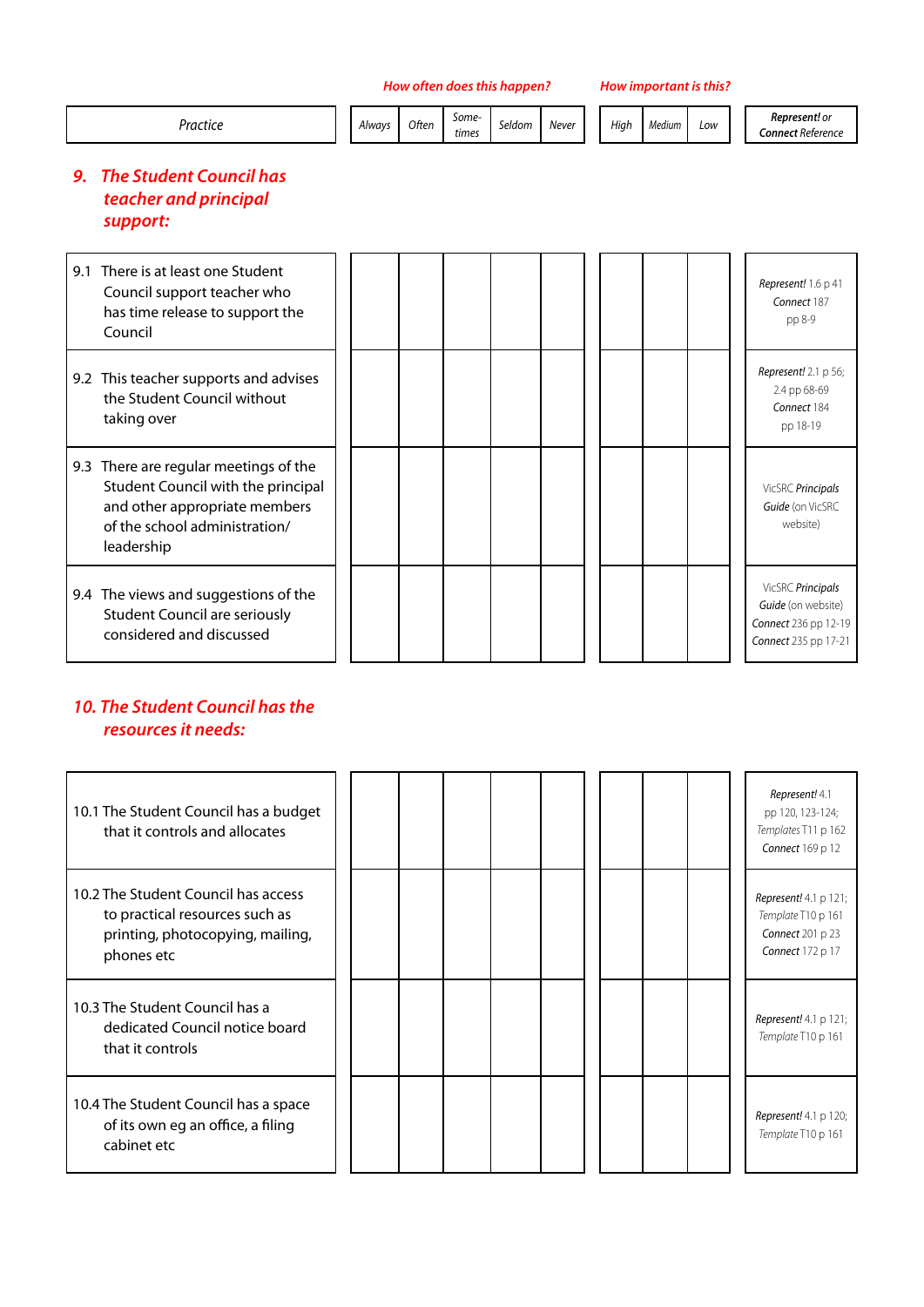| Practice | How often does this happen? Always | Often | Some-times | Seldom | Never | How important is this? High | Medium | Low | *Represent!* or *Connect* Reference |
|---|---|---|---|---|---|---|---|---|---|
| **9. The Student Council has teacher and principal support:** | | | | | | | | | |
| 9.1 There is at least one Student Council support teacher who has time release to support the Council | | | | | | | | | *Represent!* 1.6 p 41 *Connect* 187 pp 8-9 |
| 9.2 This teacher supports and advises the Student Council without taking over | | | | | | | | | *Represent!* 2.1 p 56; 2.4 pp 68-69 *Connect* 184 pp 18-19 |
| 9.3 There are regular meetings of the Student Council with the principal and other appropriate members of the school administration/ leadership | | | | | | | | | VicSRC *Principals Guide* (on VicSRC website) |
| 9.4 The views and suggestions of the Student Council are seriously considered and discussed | | | | | | | | | VicSRC *Principals Guide* (on website) *Connect* 236 pp 12-19 *Connect* 235 pp 17-21 |
| **10. The Student Council has the resources it needs:** | | | | | | | | | |
| 10.1 The Student Council has a budget that it controls and allocates | | | | | | | | | *Represent!* 4.1 pp 120, 123-124; *Templates* T11 p 162 *Connect* 169 p 12 |
| 10.2 The Student Council has access to practical resources such as printing, photocopying, mailing, phones etc | | | | | | | | | *Represent!* 4.1 p 121; *Template* T10 p 161 *Connect* 201 p 23 *Connect* 172 p 17 |
| 10.3 The Student Council has a dedicated Council notice board that it controls | | | | | | | | | *Represent!* 4.1 p 121; *Template* T10 p 161 |
| 10.4 The Student Council has a space of its own eg an office, a filing cabinet etc | | | | | | | | | *Represent!* 4.1 p 120; *Template* T10 p 161 |